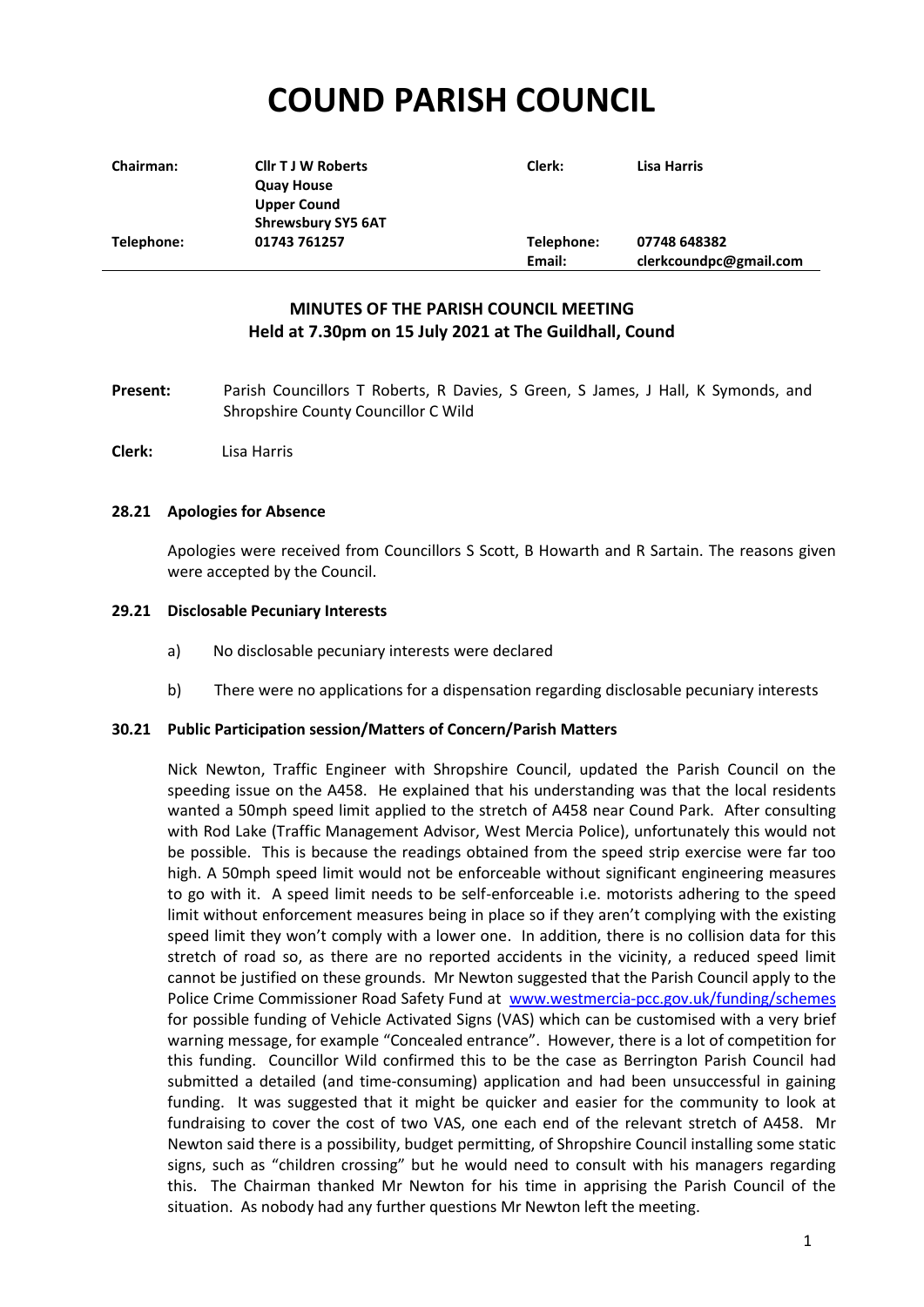# COUND PARISH COUNCIL

| Chairman: | Cllr T J W Roberts<br>Quay House<br>Upper Cound<br>Shrewsbury SY5 6AT | Clerk: | Lisa Harris |
|---|---|---|---|
| Telephone: | 01743 761257 | Telephone:<br>Email: | 07748 648382<br>clerkcoundpc@gmail.com |

## MINUTES OF THE PARISH COUNCIL MEETING
## Held at 7.30pm on 15 July 2021 at The Guildhall, Cound

**Present:** Parish Councillors T Roberts, R Davies, S Green, S James, J Hall, K Symonds, and Shropshire County Councillor C Wild

**Clerk:** Lisa Harris

### 28.21 Apologies for Absence

Apologies were received from Councillors S Scott, B Howarth and R Sartain. The reasons given were accepted by the Council.

### 29.21 Disclosable Pecuniary Interests

a) No disclosable pecuniary interests were declared

b) There were no applications for a dispensation regarding disclosable pecuniary interests

### 30.21 Public Participation session/Matters of Concern/Parish Matters

Nick Newton, Traffic Engineer with Shropshire Council, updated the Parish Council on the speeding issue on the A458. He explained that his understanding was that the local residents wanted a 50mph speed limit applied to the stretch of A458 near Cound Park. After consulting with Rod Lake (Traffic Management Advisor, West Mercia Police), unfortunately this would not be possible. This is because the readings obtained from the speed strip exercise were far too high. A 50mph speed limit would not be enforceable without significant engineering measures to go with it. A speed limit needs to be self-enforceable i.e. motorists adhering to the speed limit without enforcement measures being in place so if they aren't complying with the existing speed limit they won't comply with a lower one. In addition, there is no collision data for this stretch of road so, as there are no reported accidents in the vicinity, a reduced speed limit cannot be justified on these grounds. Mr Newton suggested that the Parish Council apply to the Police Crime Commissioner Road Safety Fund at www.westmercia-pcc.gov.uk/funding/schemes for possible funding of Vehicle Activated Signs (VAS) which can be customised with a very brief warning message, for example "Concealed entrance". However, there is a lot of competition for this funding. Councillor Wild confirmed this to be the case as Berrington Parish Council had submitted a detailed (and time-consuming) application and had been unsuccessful in gaining funding. It was suggested that it might be quicker and easier for the community to look at fundraising to cover the cost of two VAS, one each end of the relevant stretch of A458. Mr Newton said there is a possibility, budget permitting, of Shropshire Council installing some static signs, such as "children crossing" but he would need to consult with his managers regarding this. The Chairman thanked Mr Newton for his time in apprising the Parish Council of the situation. As nobody had any further questions Mr Newton left the meeting.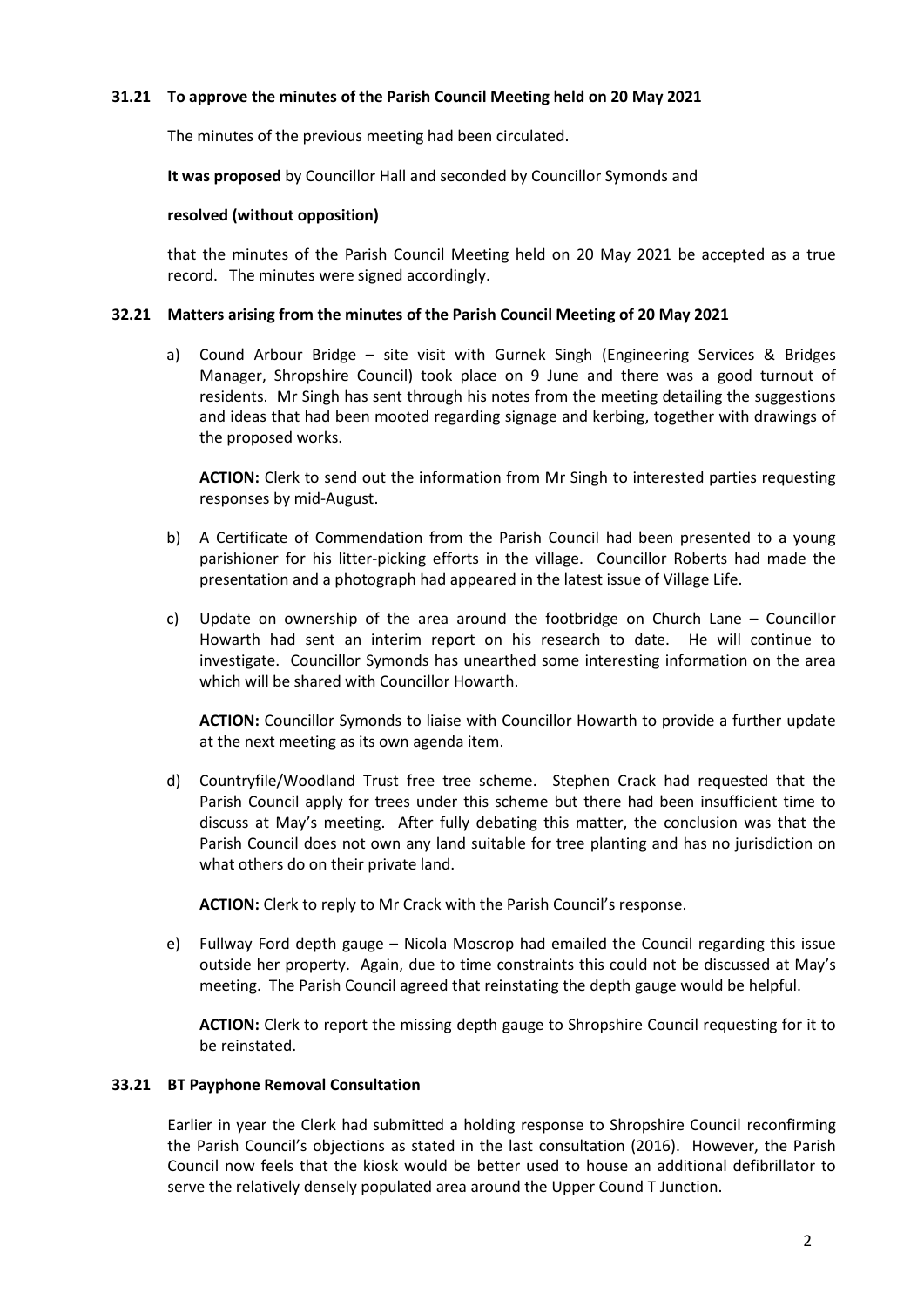### 31.21 To approve the minutes of the Parish Council Meeting held on 20 May 2021

The minutes of the previous meeting had been circulated.

**It was proposed** by Councillor Hall and seconded by Councillor Symonds and

**resolved (without opposition)**

that the minutes of the Parish Council Meeting held on 20 May 2021 be accepted as a true record. The minutes were signed accordingly.

### 32.21 Matters arising from the minutes of the Parish Council Meeting of 20 May 2021

a) Cound Arbour Bridge – site visit with Gurnek Singh (Engineering Services & Bridges Manager, Shropshire Council) took place on 9 June and there was a good turnout of residents. Mr Singh has sent through his notes from the meeting detailing the suggestions and ideas that had been mooted regarding signage and kerbing, together with drawings of the proposed works.

   **ACTION:** Clerk to send out the information from Mr Singh to interested parties requesting responses by mid-August.

b) A Certificate of Commendation from the Parish Council had been presented to a young parishioner for his litter-picking efforts in the village. Councillor Roberts had made the presentation and a photograph had appeared in the latest issue of Village Life.

c) Update on ownership of the area around the footbridge on Church Lane – Councillor Howarth had sent an interim report on his research to date. He will continue to investigate. Councillor Symonds has unearthed some interesting information on the area which will be shared with Councillor Howarth.

   **ACTION:** Councillor Symonds to liaise with Councillor Howarth to provide a further update at the next meeting as its own agenda item.

d) Countryfile/Woodland Trust free tree scheme. Stephen Crack had requested that the Parish Council apply for trees under this scheme but there had been insufficient time to discuss at May's meeting. After fully debating this matter, the conclusion was that the Parish Council does not own any land suitable for tree planting and has no jurisdiction on what others do on their private land.

   **ACTION:** Clerk to reply to Mr Crack with the Parish Council's response.

e) Fullway Ford depth gauge – Nicola Moscrop had emailed the Council regarding this issue outside her property. Again, due to time constraints this could not be discussed at May's meeting. The Parish Council agreed that reinstating the depth gauge would be helpful.

   **ACTION:** Clerk to report the missing depth gauge to Shropshire Council requesting for it to be reinstated.

### 33.21 BT Payphone Removal Consultation

Earlier in year the Clerk had submitted a holding response to Shropshire Council reconfirming the Parish Council's objections as stated in the last consultation (2016). However, the Parish Council now feels that the kiosk would be better used to house an additional defibrillator to serve the relatively densely populated area around the Upper Cound T Junction.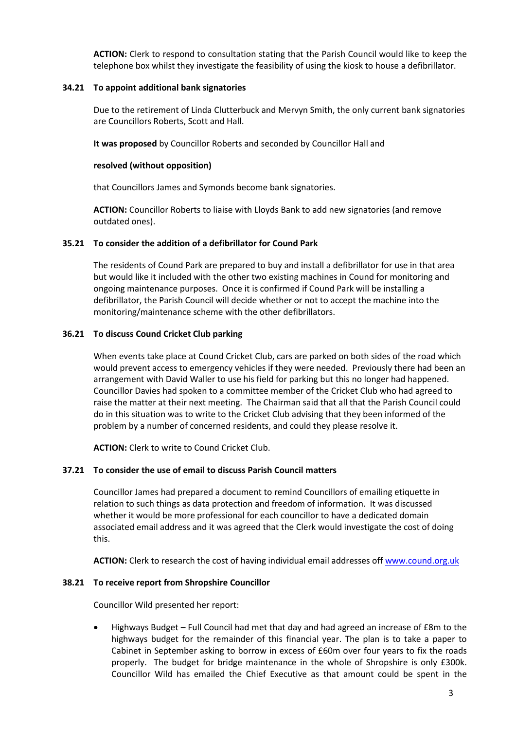**ACTION:** Clerk to respond to consultation stating that the Parish Council would like to keep the telephone box whilst they investigate the feasibility of using the kiosk to house a defibrillator.

### 34.21 To appoint additional bank signatories

Due to the retirement of Linda Clutterbuck and Mervyn Smith, the only current bank signatories are Councillors Roberts, Scott and Hall.

**It was proposed** by Councillor Roberts and seconded by Councillor Hall and

**resolved (without opposition)**

that Councillors James and Symonds become bank signatories.

**ACTION:** Councillor Roberts to liaise with Lloyds Bank to add new signatories (and remove outdated ones).

### 35.21 To consider the addition of a defibrillator for Cound Park

The residents of Cound Park are prepared to buy and install a defibrillator for use in that area but would like it included with the other two existing machines in Cound for monitoring and ongoing maintenance purposes. Once it is confirmed if Cound Park will be installing a defibrillator, the Parish Council will decide whether or not to accept the machine into the monitoring/maintenance scheme with the other defibrillators.

### 36.21 To discuss Cound Cricket Club parking

When events take place at Cound Cricket Club, cars are parked on both sides of the road which would prevent access to emergency vehicles if they were needed. Previously there had been an arrangement with David Waller to use his field for parking but this no longer had happened. Councillor Davies had spoken to a committee member of the Cricket Club who had agreed to raise the matter at their next meeting. The Chairman said that all that the Parish Council could do in this situation was to write to the Cricket Club advising that they been informed of the problem by a number of concerned residents, and could they please resolve it.

**ACTION:** Clerk to write to Cound Cricket Club.

### 37.21 To consider the use of email to discuss Parish Council matters

Councillor James had prepared a document to remind Councillors of emailing etiquette in relation to such things as data protection and freedom of information. It was discussed whether it would be more professional for each councillor to have a dedicated domain associated email address and it was agreed that the Clerk would investigate the cost of doing this.

**ACTION:** Clerk to research the cost of having individual email addresses off [www.cound.org.uk](www.cound.org.uk)

### 38.21 To receive report from Shropshire Councillor

Councillor Wild presented her report:

- Highways Budget – Full Council had met that day and had agreed an increase of £8m to the highways budget for the remainder of this financial year. The plan is to take a paper to Cabinet in September asking to borrow in excess of £60m over four years to fix the roads properly. The budget for bridge maintenance in the whole of Shropshire is only £300k. Councillor Wild has emailed the Chief Executive as that amount could be spent in the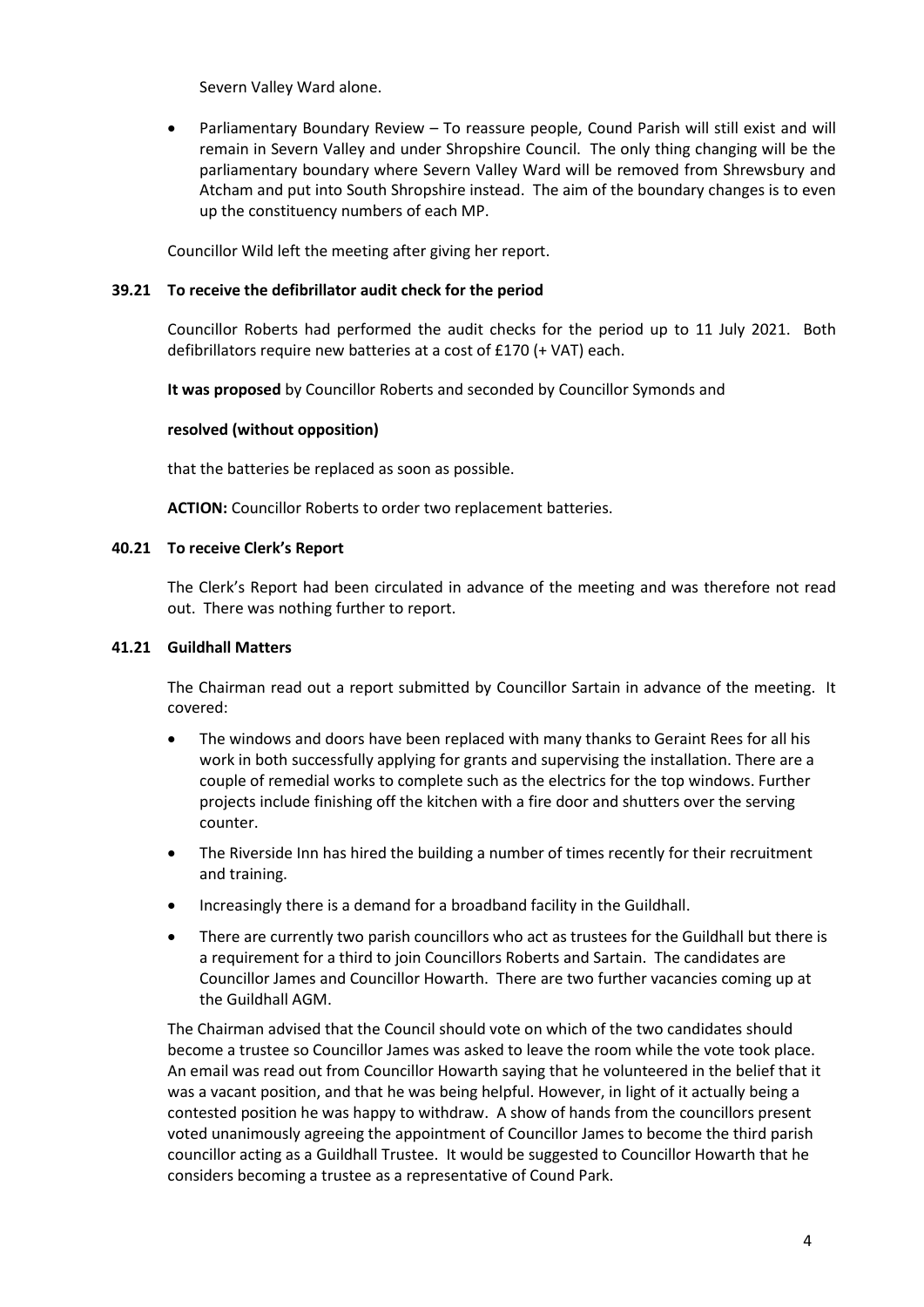Severn Valley Ward alone.

- Parliamentary Boundary Review – To reassure people, Cound Parish will still exist and will remain in Severn Valley and under Shropshire Council. The only thing changing will be the parliamentary boundary where Severn Valley Ward will be removed from Shrewsbury and Atcham and put into South Shropshire instead. The aim of the boundary changes is to even up the constituency numbers of each MP.

Councillor Wild left the meeting after giving her report.

**39.21 To receive the defibrillator audit check for the period**

Councillor Roberts had performed the audit checks for the period up to 11 July 2021. Both defibrillators require new batteries at a cost of £170 (+ VAT) each.

**It was proposed** by Councillor Roberts and seconded by Councillor Symonds and

**resolved (without opposition)**

that the batteries be replaced as soon as possible.

**ACTION:** Councillor Roberts to order two replacement batteries.

**40.21 To receive Clerk's Report**

The Clerk's Report had been circulated in advance of the meeting and was therefore not read out. There was nothing further to report.

**41.21 Guildhall Matters**

The Chairman read out a report submitted by Councillor Sartain in advance of the meeting. It covered:

- The windows and doors have been replaced with many thanks to Geraint Rees for all his work in both successfully applying for grants and supervising the installation. There are a couple of remedial works to complete such as the electrics for the top windows. Further projects include finishing off the kitchen with a fire door and shutters over the serving counter.
- The Riverside Inn has hired the building a number of times recently for their recruitment and training.
- Increasingly there is a demand for a broadband facility in the Guildhall.
- There are currently two parish councillors who act as trustees for the Guildhall but there is a requirement for a third to join Councillors Roberts and Sartain. The candidates are Councillor James and Councillor Howarth. There are two further vacancies coming up at the Guildhall AGM.

The Chairman advised that the Council should vote on which of the two candidates should become a trustee so Councillor James was asked to leave the room while the vote took place. An email was read out from Councillor Howarth saying that he volunteered in the belief that it was a vacant position, and that he was being helpful. However, in light of it actually being a contested position he was happy to withdraw. A show of hands from the councillors present voted unanimously agreeing the appointment of Councillor James to become the third parish councillor acting as a Guildhall Trustee. It would be suggested to Councillor Howarth that he considers becoming a trustee as a representative of Cound Park.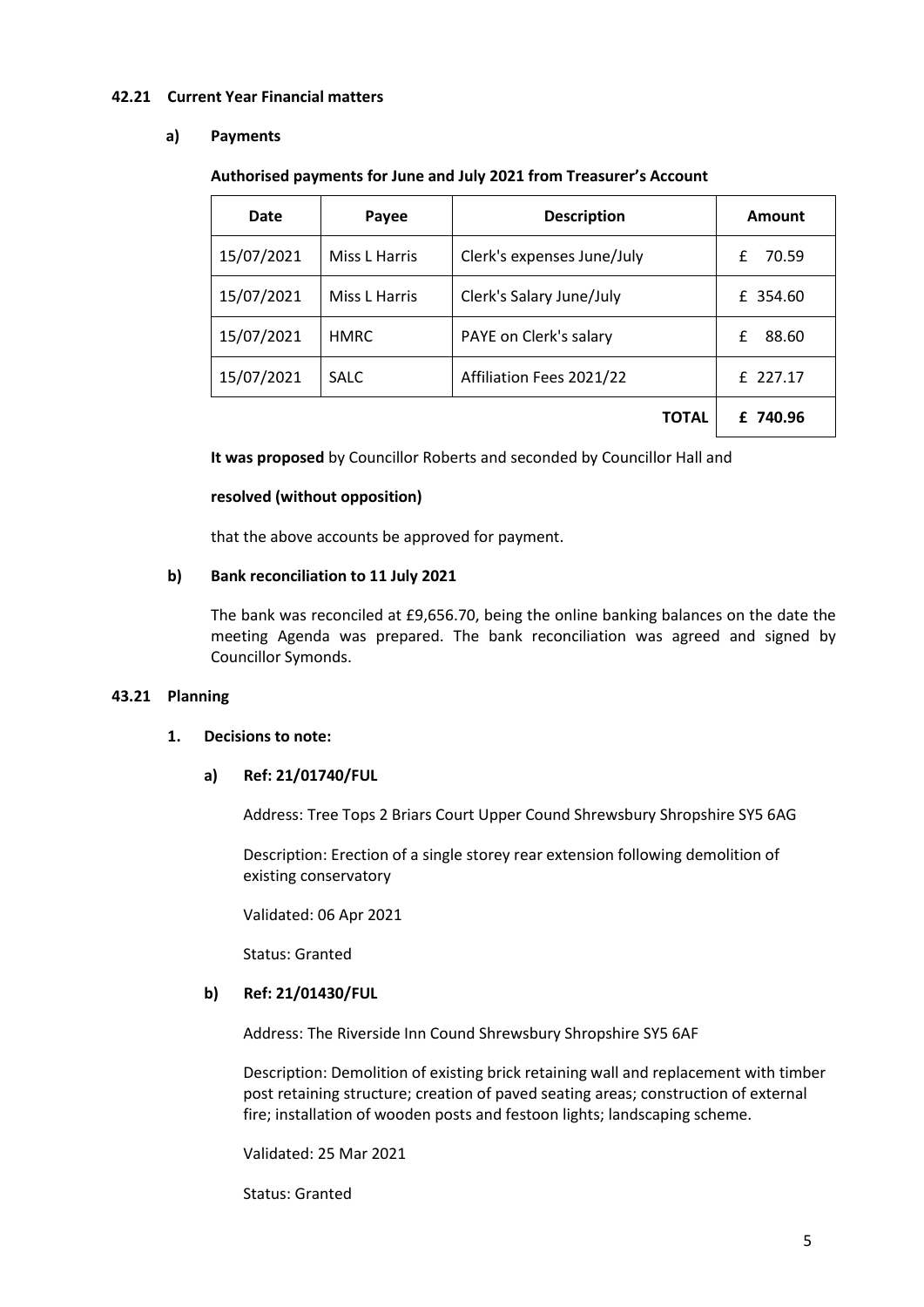## 42.21 Current Year Financial matters

### a) Payments

**Authorised payments for June and July 2021 from Treasurer's Account**

| Date | Payee | Description | Amount |
|---|---|---|---|
| 15/07/2021 | Miss L Harris | Clerk's expenses June/July | £ 70.59 |
| 15/07/2021 | Miss L Harris | Clerk's Salary June/July | £ 354.60 |
| 15/07/2021 | HMRC | PAYE on Clerk's salary | £ 88.60 |
| 15/07/2021 | SALC | Affiliation Fees 2021/22 | £ 227.17 |
| | | **TOTAL** | **£ 740.96** |

**It was proposed** by Councillor Roberts and seconded by Councillor Hall and

**resolved (without opposition)**

that the above accounts be approved for payment.

### b) Bank reconciliation to 11 July 2021

The bank was reconciled at £9,656.70, being the online banking balances on the date the meeting Agenda was prepared. The bank reconciliation was agreed and signed by Councillor Symonds.

## 43.21 Planning

### 1. Decisions to note:

#### a) Ref: 21/01740/FUL

Address: Tree Tops 2 Briars Court Upper Cound Shrewsbury Shropshire SY5 6AG

Description: Erection of a single storey rear extension following demolition of existing conservatory

Validated: 06 Apr 2021

Status: Granted

#### b) Ref: 21/01430/FUL

Address: The Riverside Inn Cound Shrewsbury Shropshire SY5 6AF

Description: Demolition of existing brick retaining wall and replacement with timber post retaining structure; creation of paved seating areas; construction of external fire; installation of wooden posts and festoon lights; landscaping scheme.

Validated: 25 Mar 2021

Status: Granted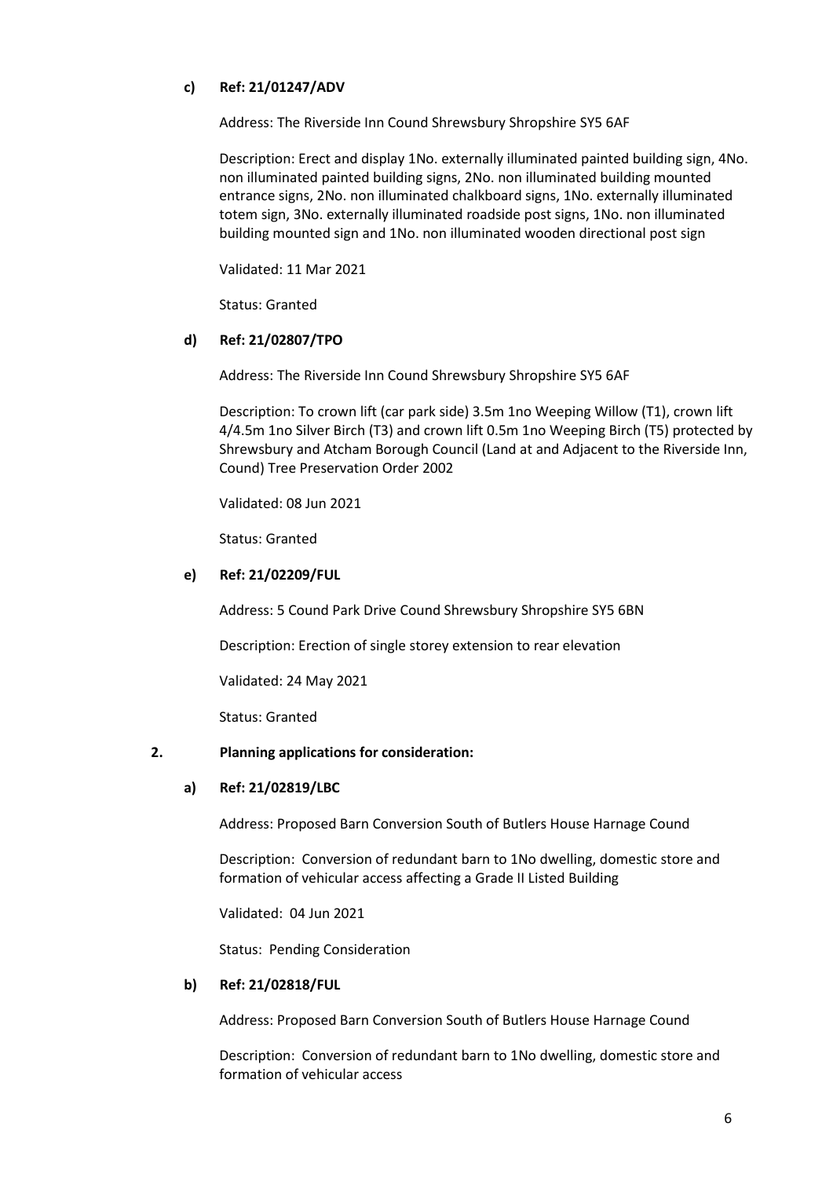**c) Ref: 21/01247/ADV**

Address: The Riverside Inn Cound Shrewsbury Shropshire SY5 6AF

Description: Erect and display 1No. externally illuminated painted building sign, 4No. non illuminated painted building signs, 2No. non illuminated building mounted entrance signs, 2No. non illuminated chalkboard signs, 1No. externally illuminated totem sign, 3No. externally illuminated roadside post signs, 1No. non illuminated building mounted sign and 1No. non illuminated wooden directional post sign

Validated: 11 Mar 2021

Status: Granted

**d) Ref: 21/02807/TPO**

Address: The Riverside Inn Cound Shrewsbury Shropshire SY5 6AF

Description: To crown lift (car park side) 3.5m 1no Weeping Willow (T1), crown lift 4/4.5m 1no Silver Birch (T3) and crown lift 0.5m 1no Weeping Birch (T5) protected by Shrewsbury and Atcham Borough Council (Land at and Adjacent to the Riverside Inn, Cound) Tree Preservation Order 2002

Validated: 08 Jun 2021

Status: Granted

**e) Ref: 21/02209/FUL**

Address: 5 Cound Park Drive Cound Shrewsbury Shropshire SY5 6BN

Description: Erection of single storey extension to rear elevation

Validated: 24 May 2021

Status: Granted

**2. Planning applications for consideration:**

**a) Ref: 21/02819/LBC**

Address: Proposed Barn Conversion South of Butlers House Harnage Cound

Description: Conversion of redundant barn to 1No dwelling, domestic store and formation of vehicular access affecting a Grade II Listed Building

Validated: 04 Jun 2021

Status: Pending Consideration

**b) Ref: 21/02818/FUL**

Address: Proposed Barn Conversion South of Butlers House Harnage Cound

Description: Conversion of redundant barn to 1No dwelling, domestic store and formation of vehicular access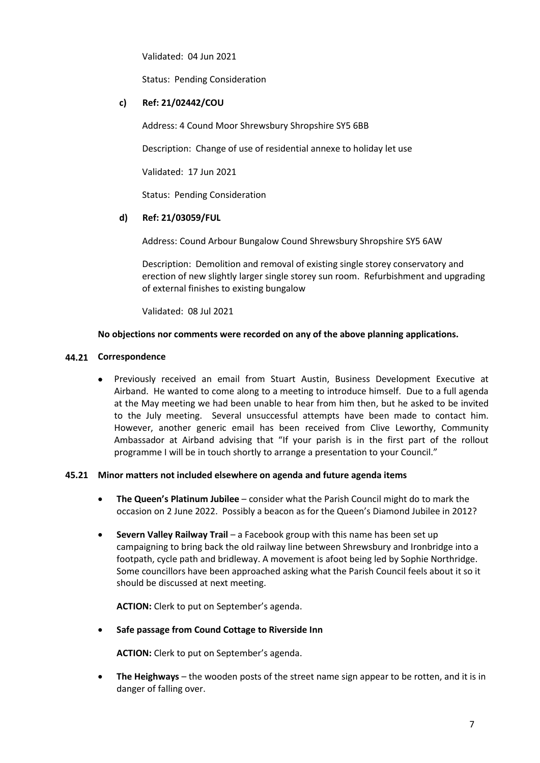Validated: 04 Jun 2021

Status: Pending Consideration

**c) Ref: 21/02442/COU**

Address: 4 Cound Moor Shrewsbury Shropshire SY5 6BB

Description: Change of use of residential annexe to holiday let use

Validated: 17 Jun 2021

Status: Pending Consideration

**d) Ref: 21/03059/FUL**

Address: Cound Arbour Bungalow Cound Shrewsbury Shropshire SY5 6AW

Description: Demolition and removal of existing single storey conservatory and erection of new slightly larger single storey sun room. Refurbishment and upgrading of external finishes to existing bungalow

Validated: 08 Jul 2021

**No objections nor comments were recorded on any of the above planning applications.**

## 44.21 Correspondence

- Previously received an email from Stuart Austin, Business Development Executive at Airband. He wanted to come along to a meeting to introduce himself. Due to a full agenda at the May meeting we had been unable to hear from him then, but he asked to be invited to the July meeting. Several unsuccessful attempts have been made to contact him. However, another generic email has been received from Clive Leworthy, Community Ambassador at Airband advising that "If your parish is in the first part of the rollout programme I will be in touch shortly to arrange a presentation to your Council."

## 45.21 Minor matters not included elsewhere on agenda and future agenda items

- **The Queen's Platinum Jubilee** – consider what the Parish Council might do to mark the occasion on 2 June 2022. Possibly a beacon as for the Queen's Diamond Jubilee in 2012?

- **Severn Valley Railway Trail** – a Facebook group with this name has been set up campaigning to bring back the old railway line between Shrewsbury and Ironbridge into a footpath, cycle path and bridleway. A movement is afoot being led by Sophie Northridge. Some councillors have been approached asking what the Parish Council feels about it so it should be discussed at next meeting.

  **ACTION:** Clerk to put on September's agenda.

- **Safe passage from Cound Cottage to Riverside Inn**

  **ACTION:** Clerk to put on September's agenda.

- **The Heighways** – the wooden posts of the street name sign appear to be rotten, and it is in danger of falling over.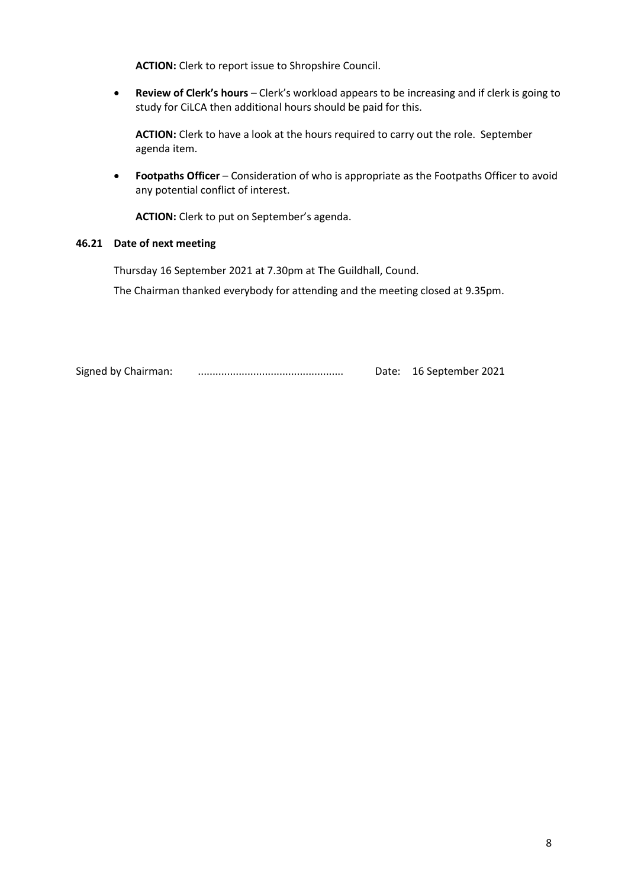**ACTION:** Clerk to report issue to Shropshire Council.

- **Review of Clerk's hours** – Clerk's workload appears to be increasing and if clerk is going to study for CiLCA then additional hours should be paid for this.

  **ACTION:** Clerk to have a look at the hours required to carry out the role. September agenda item.

- **Footpaths Officer** – Consideration of who is appropriate as the Footpaths Officer to avoid any potential conflict of interest.

  **ACTION:** Clerk to put on September's agenda.

**46.21 Date of next meeting**

Thursday 16 September 2021 at 7.30pm at The Guildhall, Cound.

The Chairman thanked everybody for attending and the meeting closed at 9.35pm.

Signed by Chairman: ................................................. Date: 16 September 2021